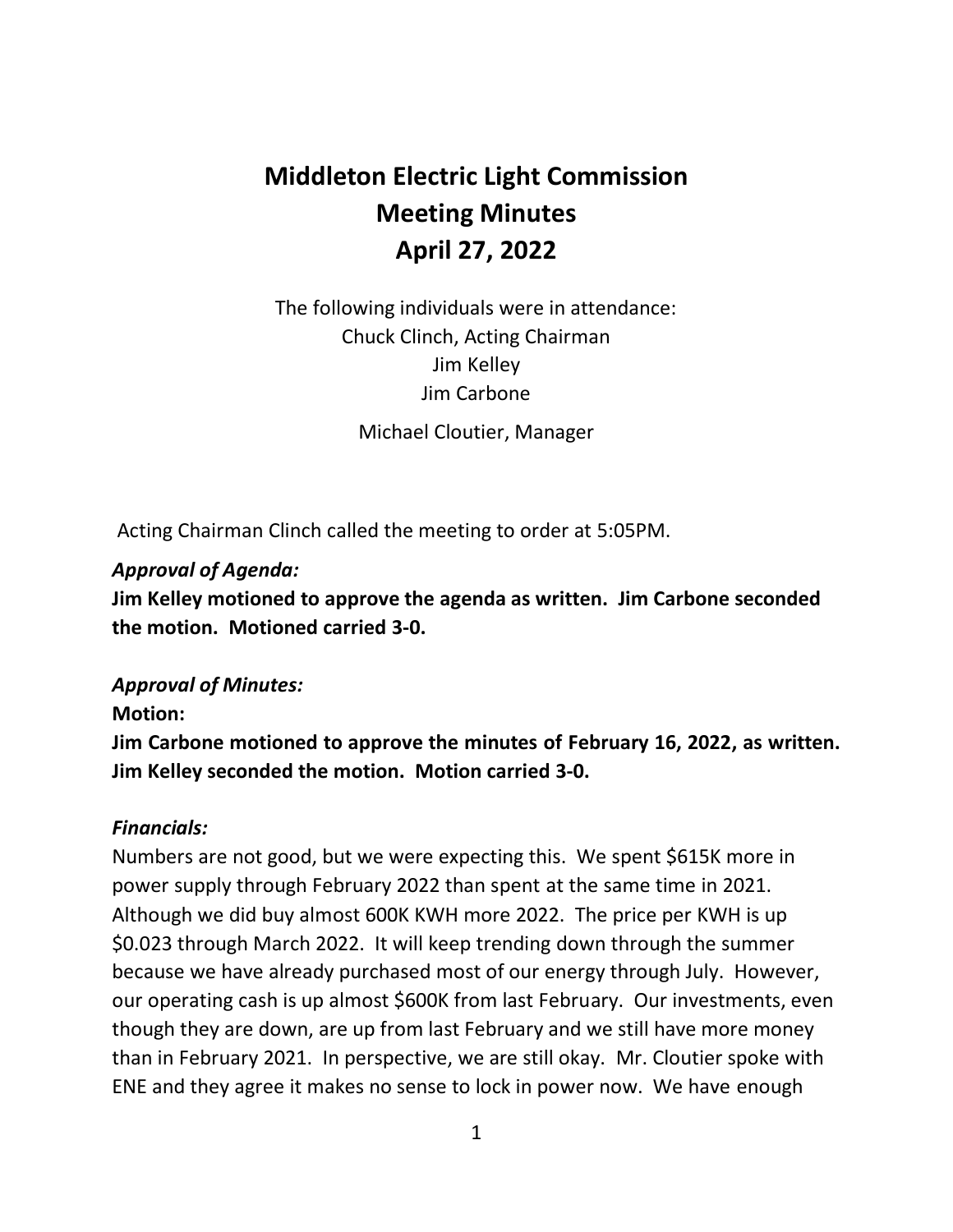# Middleton Electric Light Commission
# Meeting Minutes
# April 27, 2022

The following individuals were in attendance:
Chuck Clinch, Acting Chairman
Jim Kelley
Jim Carbone
Michael Cloutier, Manager

Acting Chairman Clinch called the meeting to order at 5:05PM.

***Approval of Agenda:***

**Jim Kelley motioned to approve the agenda as written. Jim Carbone seconded the motion. Motioned carried 3-0.**

***Approval of Minutes:***

**Motion:**

**Jim Carbone motioned to approve the minutes of February 16, 2022, as written. Jim Kelley seconded the motion. Motion carried 3-0.**

***Financials:***

Numbers are not good, but we were expecting this. We spent $615K more in power supply through February 2022 than spent at the same time in 2021. Although we did buy almost 600K KWH more 2022. The price per KWH is up $0.023 through March 2022. It will keep trending down through the summer because we have already purchased most of our energy through July. However, our operating cash is up almost $600K from last February. Our investments, even though they are down, are up from last February and we still have more money than in February 2021. In perspective, we are still okay. Mr. Cloutier spoke with ENE and they agree it makes no sense to lock in power now. We have enough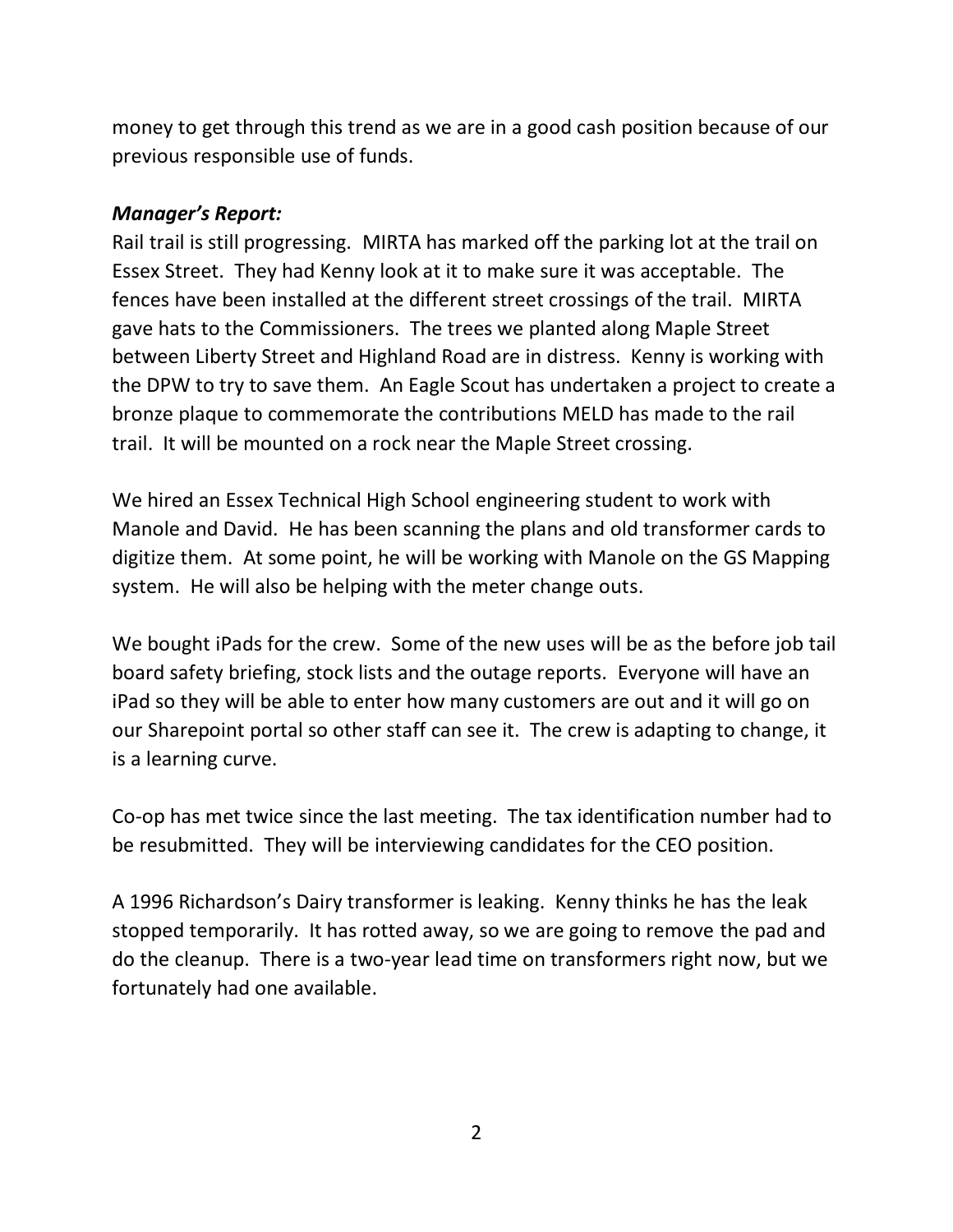money to get through this trend as we are in a good cash position because of our previous responsible use of funds.

***Manager's Report:***

Rail trail is still progressing. MIRTA has marked off the parking lot at the trail on Essex Street. They had Kenny look at it to make sure it was acceptable. The fences have been installed at the different street crossings of the trail. MIRTA gave hats to the Commissioners. The trees we planted along Maple Street between Liberty Street and Highland Road are in distress. Kenny is working with the DPW to try to save them. An Eagle Scout has undertaken a project to create a bronze plaque to commemorate the contributions MELD has made to the rail trail. It will be mounted on a rock near the Maple Street crossing.

We hired an Essex Technical High School engineering student to work with Manole and David. He has been scanning the plans and old transformer cards to digitize them. At some point, he will be working with Manole on the GS Mapping system. He will also be helping with the meter change outs.

We bought iPads for the crew. Some of the new uses will be as the before job tail board safety briefing, stock lists and the outage reports. Everyone will have an iPad so they will be able to enter how many customers are out and it will go on our Sharepoint portal so other staff can see it. The crew is adapting to change, it is a learning curve.

Co-op has met twice since the last meeting. The tax identification number had to be resubmitted. They will be interviewing candidates for the CEO position.

A 1996 Richardson's Dairy transformer is leaking. Kenny thinks he has the leak stopped temporarily. It has rotted away, so we are going to remove the pad and do the cleanup. There is a two-year lead time on transformers right now, but we fortunately had one available.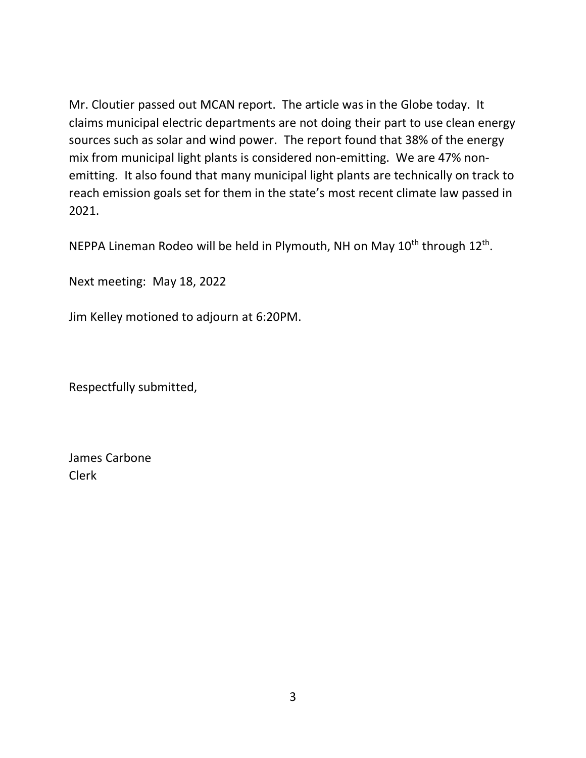Mr. Cloutier passed out MCAN report. The article was in the Globe today. It claims municipal electric departments are not doing their part to use clean energy sources such as solar and wind power. The report found that 38% of the energy mix from municipal light plants is considered non-emitting. We are 47% non-emitting. It also found that many municipal light plants are technically on track to reach emission goals set for them in the state's most recent climate law passed in 2021.

NEPPA Lineman Rodeo will be held in Plymouth, NH on May 10th through 12th.

Next meeting: May 18, 2022

Jim Kelley motioned to adjourn at 6:20PM.

Respectfully submitted,

James Carbone
Clerk